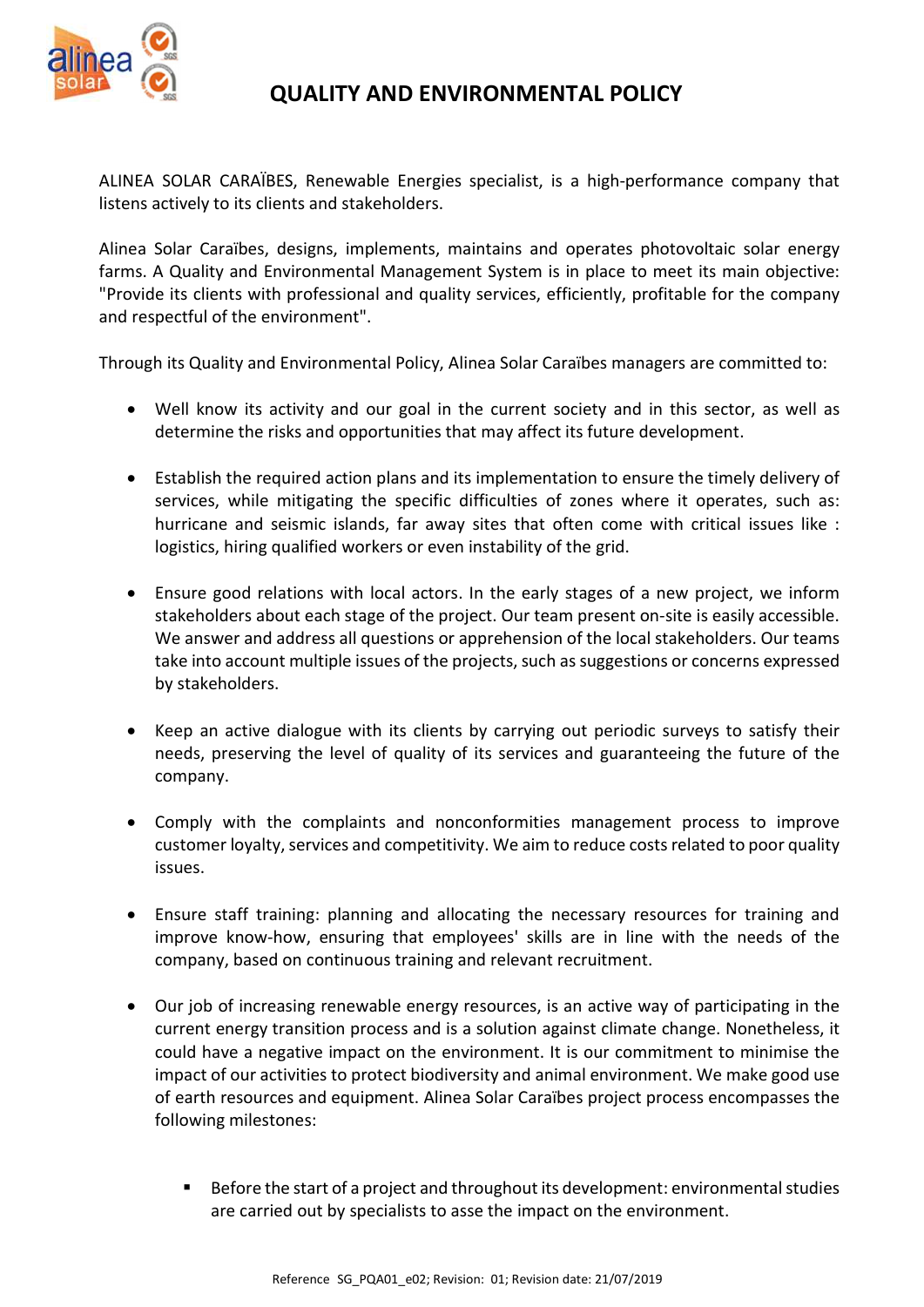# QUALITY AND ENVIRONMENTAL POLICY

ALINEA SOLAR CARAÏBES, Renewable Energies specialist, is a high-performance company that listens actively to its clients and stakeholders.

Alinea Solar Caraïbes, designs, implements, maintains and operates photovoltaic solar energy farms. A Quality and Environmental Management System is in place to meet its main objective: "Provide its clients with professional and quality services, efficiently, profitable for the company and respectful of the environment".

Through its Quality and Environmental Policy, Alinea Solar Caraïbes managers are committed to:

- Well know its activity and our goal in the current society and in this sector, as well as determine the risks and opportunities that may affect its future development.

- Establish the required action plans and its implementation to ensure the timely delivery of services, while mitigating the specific difficulties of zones where it operates, such as: hurricane and seismic islands, far away sites that often come with critical issues like : logistics, hiring qualified workers or even instability of the grid.

- Ensure good relations with local actors. In the early stages of a new project, we inform stakeholders about each stage of the project. Our team present on-site is easily accessible. We answer and address all questions or apprehension of the local stakeholders. Our teams take into account multiple issues of the projects, such as suggestions or concerns expressed by stakeholders.

- Keep an active dialogue with its clients by carrying out periodic surveys to satisfy their needs, preserving the level of quality of its services and guaranteeing the future of the company.

- Comply with the complaints and nonconformities management process to improve customer loyalty, services and competitivity. We aim to reduce costs related to poor quality issues.

- Ensure staff training: planning and allocating the necessary resources for training and improve know-how, ensuring that employees' skills are in line with the needs of the company, based on continuous training and relevant recruitment.

- Our job of increasing renewable energy resources, is an active way of participating in the current energy transition process and is a solution against climate change. Nonetheless, it could have a negative impact on the environment. It is our commitment to minimise the impact of our activities to protect biodiversity and animal environment. We make good use of earth resources and equipment. Alinea Solar Caraïbes project process encompasses the following milestones:

  - Before the start of a project and throughout its development: environmental studies are carried out by specialists to asse the impact on the environment.

Reference SG_PQA01_e02; Revision: 01; Revision date: 21/07/2019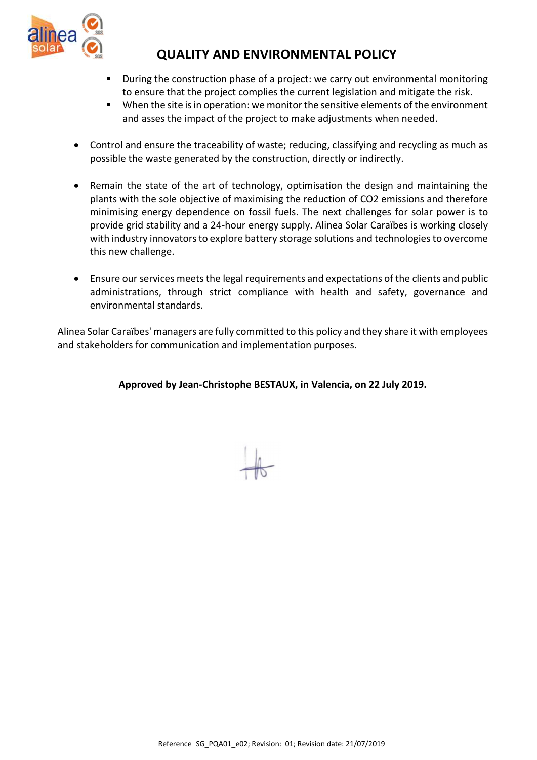# QUALITY AND ENVIRONMENTAL POLICY

  - During the construction phase of a project: we carry out environmental monitoring to ensure that the project complies the current legislation and mitigate the risk.
  - When the site is in operation: we monitor the sensitive elements of the environment and asses the impact of the project to make adjustments when needed.

- Control and ensure the traceability of waste; reducing, classifying and recycling as much as possible the waste generated by the construction, directly or indirectly.

- Remain the state of the art of technology, optimisation the design and maintaining the plants with the sole objective of maximising the reduction of $CO_2$ emissions and therefore minimising energy dependence on fossil fuels. The next challenges for solar power is to provide grid stability and a 24-hour energy supply. Alinea Solar Caraïbes is working closely with industry innovators to explore battery storage solutions and technologies to overcome this new challenge.

- Ensure our services meets the legal requirements and expectations of the clients and public administrations, through strict compliance with health and safety, governance and environmental standards.

Alinea Solar Caraïbes' managers are fully committed to this policy and they share it with employees and stakeholders for communication and implementation purposes.

**Approved by Jean-Christophe BESTAUX, in Valencia, on 22 July 2019.**

Reference SG_PQA01_e02; Revision: 01; Revision date: 21/07/2019